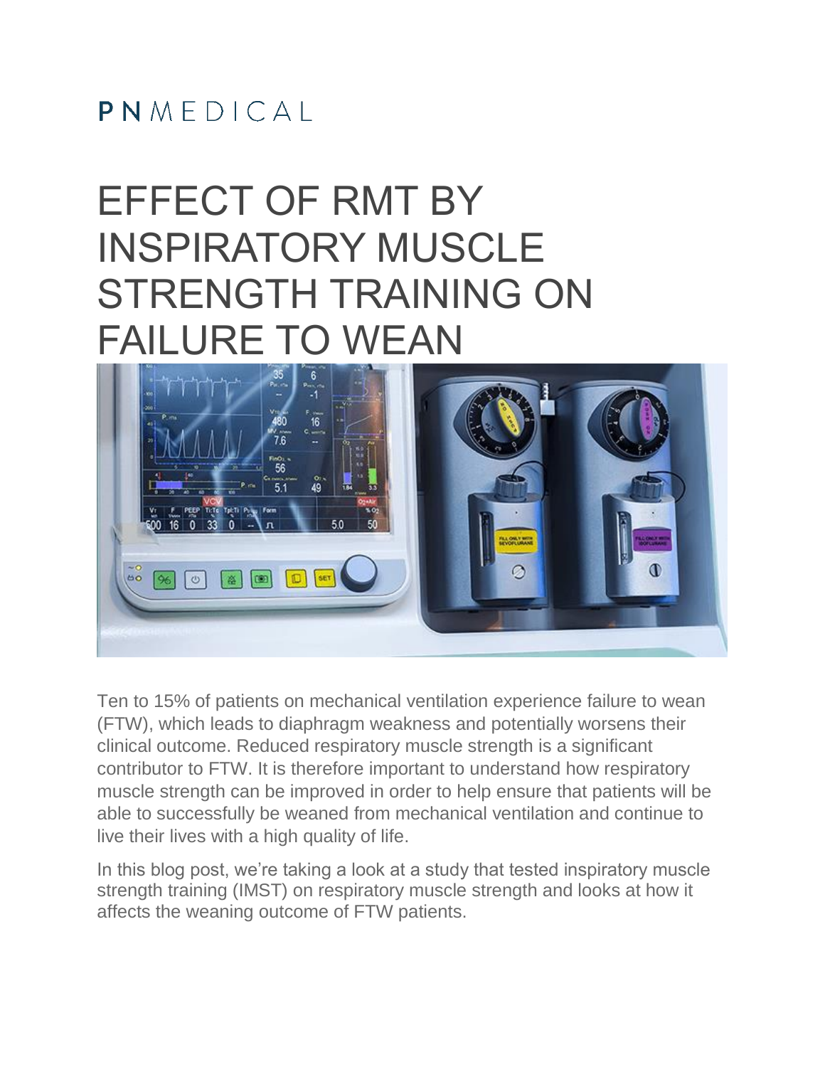PNMEDICAL

# EFFECT OF RMT BY INSPIRATORY MUSCLE STRENGTH TRAINING ON FAILURE TO WEAN

Ten to 15% of patients on mechanical ventilation experience failure to wean (FTW), which leads to diaphragm weakness and potentially worsens their clinical outcome. Reduced respiratory muscle strength is a significant contributor to FTW. It is therefore important to understand how respiratory muscle strength can be improved in order to help ensure that patients will be able to successfully be weaned from mechanical ventilation and continue to live their lives with a high quality of life.

In this blog post, we're taking a look at a study that tested inspiratory muscle strength training (IMST) on respiratory muscle strength and looks at how it affects the weaning outcome of FTW patients.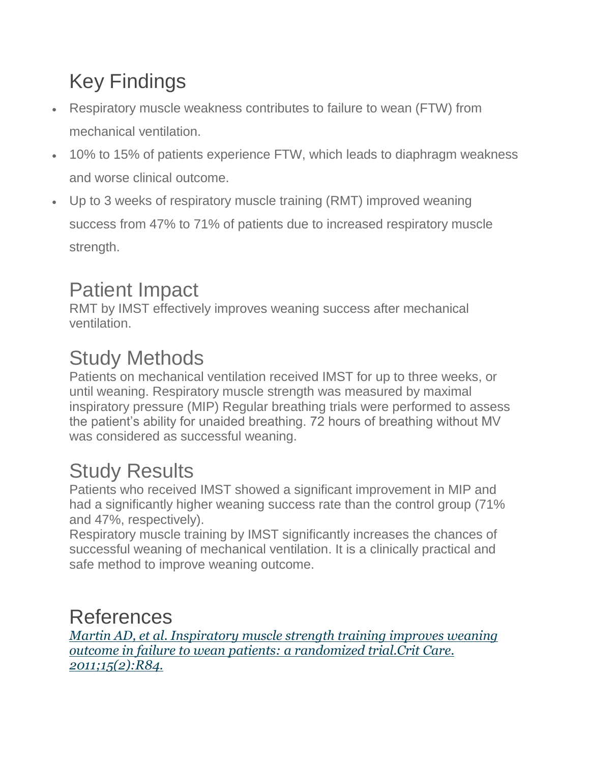## Key Findings

- Respiratory muscle weakness contributes to failure to wean (FTW) from mechanical ventilation.
- 10% to 15% of patients experience FTW, which leads to diaphragm weakness and worse clinical outcome.
- Up to 3 weeks of respiratory muscle training (RMT) improved weaning success from 47% to 71% of patients due to increased respiratory muscle strength.

## Patient Impact

RMT by IMST effectively improves weaning success after mechanical ventilation.

## Study Methods

Patients on mechanical ventilation received IMST for up to three weeks, or until weaning. Respiratory muscle strength was measured by maximal inspiratory pressure (MIP) Regular breathing trials were performed to assess the patient's ability for unaided breathing. 72 hours of breathing without MV was considered as successful weaning.

## Study Results

Patients who received IMST showed a significant improvement in MIP and had a significantly higher weaning success rate than the control group (71% and 47%, respectively).

Respiratory muscle training by IMST significantly increases the chances of successful weaning of mechanical ventilation. It is a clinically practical and safe method to improve weaning outcome.

## References

*Martin AD, et al. Inspiratory muscle strength training improves weaning outcome in failure to wean patients: a randomized trial.Crit Care. 2011;15(2):R84.*